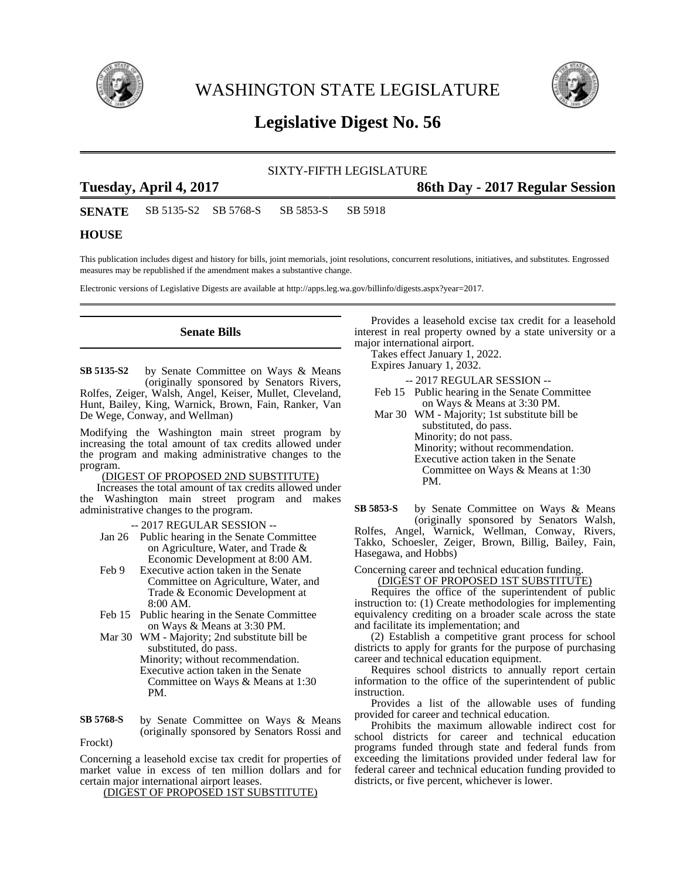# WASHINGTON STATE LEGISLATURE

## Legislative Digest No. 56

SIXTY-FIFTH LEGISLATURE

**Tuesday, April 4, 2017** **86th Day - 2017 Regular Session**

**SENATE** SB 5135-S2 SB 5768-S SB 5853-S SB 5918

**HOUSE**

This publication includes digest and history for bills, joint memorials, joint resolutions, concurrent resolutions, initiatives, and substitutes. Engrossed measures may be republished if the amendment makes a substantive change.

Electronic versions of Legislative Digests are available at http://apps.leg.wa.gov/billinfo/digests.aspx?year=2017.

### Senate Bills

**SB 5135-S2** by Senate Committee on Ways & Means (originally sponsored by Senators Rivers, Rolfes, Zeiger, Walsh, Angel, Keiser, Mullet, Cleveland, Hunt, Bailey, King, Warnick, Brown, Fain, Ranker, Van De Wege, Conway, and Wellman)

Modifying the Washington main street program by increasing the total amount of tax credits allowed under the program and making administrative changes to the program.

(DIGEST OF PROPOSED 2ND SUBSTITUTE)

Increases the total amount of tax credits allowed under the Washington main street program and makes administrative changes to the program.

-- 2017 REGULAR SESSION --

Jan 26 Public hearing in the Senate Committee on Agriculture, Water, and Trade & Economic Development at 8:00 AM.

Feb 9 Executive action taken in the Senate Committee on Agriculture, Water, and Trade & Economic Development at 8:00 AM.

Feb 15 Public hearing in the Senate Committee on Ways & Means at 3:30 PM.

Mar 30 WM - Majority; 2nd substitute bill be substituted, do pass.
Minority; without recommendation.
Executive action taken in the Senate Committee on Ways & Means at 1:30 PM.

**SB 5768-S** by Senate Committee on Ways & Means (originally sponsored by Senators Rossi and Frockt)

Concerning a leasehold excise tax credit for properties of market value in excess of ten million dollars and for certain major international airport leases.

(DIGEST OF PROPOSED 1ST SUBSTITUTE)

Provides a leasehold excise tax credit for a leasehold interest in real property owned by a state university or a major international airport.

Takes effect January 1, 2022.

Expires January 1, 2032.

-- 2017 REGULAR SESSION --

Feb 15 Public hearing in the Senate Committee on Ways & Means at 3:30 PM.

Mar 30 WM - Majority; 1st substitute bill be substituted, do pass.
Minority; do not pass.
Minority; without recommendation.
Executive action taken in the Senate Committee on Ways & Means at 1:30 PM.

**SB 5853-S** by Senate Committee on Ways & Means (originally sponsored by Senators Walsh, Rolfes, Angel, Warnick, Wellman, Conway, Rivers, Takko, Schoesler, Zeiger, Brown, Billig, Bailey, Fain, Hasegawa, and Hobbs)

Concerning career and technical education funding.

(DIGEST OF PROPOSED 1ST SUBSTITUTE)

Requires the office of the superintendent of public instruction to: (1) Create methodologies for implementing equivalency crediting on a broader scale across the state and facilitate its implementation; and

(2) Establish a competitive grant process for school districts to apply for grants for the purpose of purchasing career and technical education equipment.

Requires school districts to annually report certain information to the office of the superintendent of public instruction.

Provides a list of the allowable uses of funding provided for career and technical education.

Prohibits the maximum allowable indirect cost for school districts for career and technical education programs funded through state and federal funds from exceeding the limitations provided under federal law for federal career and technical education funding provided to districts, or five percent, whichever is lower.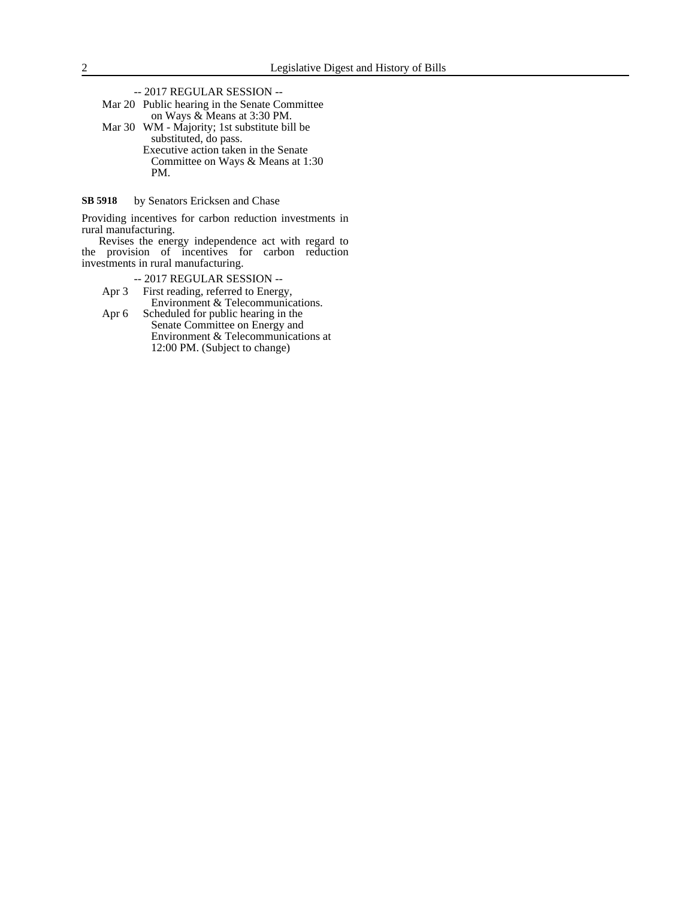-- 2017 REGULAR SESSION --

Mar 20 Public hearing in the Senate Committee on Ways & Means at 3:30 PM.

Mar 30 WM - Majority; 1st substitute bill be substituted, do pass.
Executive action taken in the Senate Committee on Ways & Means at 1:30 PM.

**SB 5918** by Senators Ericksen and Chase

Providing incentives for carbon reduction investments in rural manufacturing.

Revises the energy independence act with regard to the provision of incentives for carbon reduction investments in rural manufacturing.

-- 2017 REGULAR SESSION --

Apr 3 First reading, referred to Energy, Environment & Telecommunications.

Apr 6 Scheduled for public hearing in the Senate Committee on Energy and Environment & Telecommunications at 12:00 PM. (Subject to change)